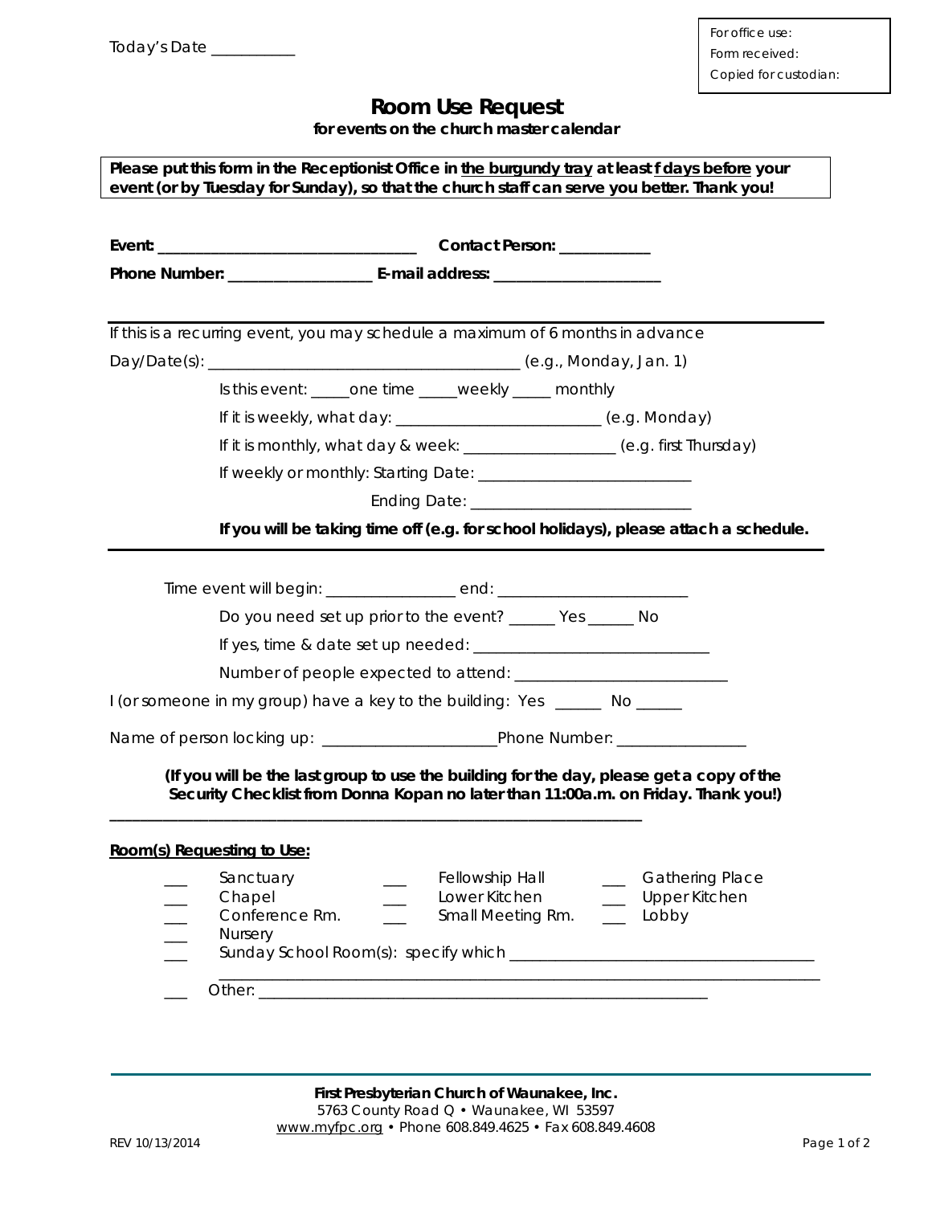Today's Date ___________

For office use:
Form received:
Copied for custodian:

# Room Use Request

**for events on the church master calendar**

**Please put this form in the Receptionist Office in <u>the burgundy tray</u> at least <u>f days before</u> your event (or by Tuesday for Sunday), so that the church staff can serve you better. Thank you!**

**Event:** ________________________________ **Contact Person:** ___________

**Phone Number:** __________________ **E-mail address:** _____________________

---

If this is a recurring event, you may schedule a maximum of 6 months in advance

Day/Date(s): ______________________________________ (e.g., Monday, Jan. 1)

Is this event: _____one time _____weekly _____ monthly

If it is weekly, what day: _________________________ (e.g. Monday)

If it is monthly, what day & week: ___________________ (e.g. first Thursday)

If weekly or monthly: Starting Date: ___________________________

Ending Date: ___________________________

**If you will be taking time off (e.g. for school holidays), please attach a schedule.**

---

Time event will begin: ________________ end: ________________________

Do you need set up prior to the event? ______ Yes ______ No

If yes, time & date set up needed: ______________________________

Number of people expected to attend: __________________________

I (or someone in my group) have a key to the building: Yes ______ No ______

Name of person locking up: _____________________Phone Number: ________________

**(If you will be the last group to use the building for the day, please get a copy of the Security Checklist from Donna Kopan no later than 11:00a.m. on Friday. Thank you!)**

---

**<u>Room(s) Requesting to Use:</u>**

___ Sanctuary ___ Fellowship Hall ___ Gathering Place
___ Chapel ___ Lower Kitchen ___ Upper Kitchen
___ Conference Rm. ___ Small Meeting Rm. ___ Lobby
___ Nursery
___ Sunday School Room(s): specify which _____________________________________
_____________________________________________________________________________
___ Other: __________________________________________________________

First Presbyterian Church of Waunakee, Inc.
5763 County Road Q • Waunakee, WI 53597
www.myfpc.org • Phone 608.849.4625 • Fax 608.849.4608

REV 10/13/2014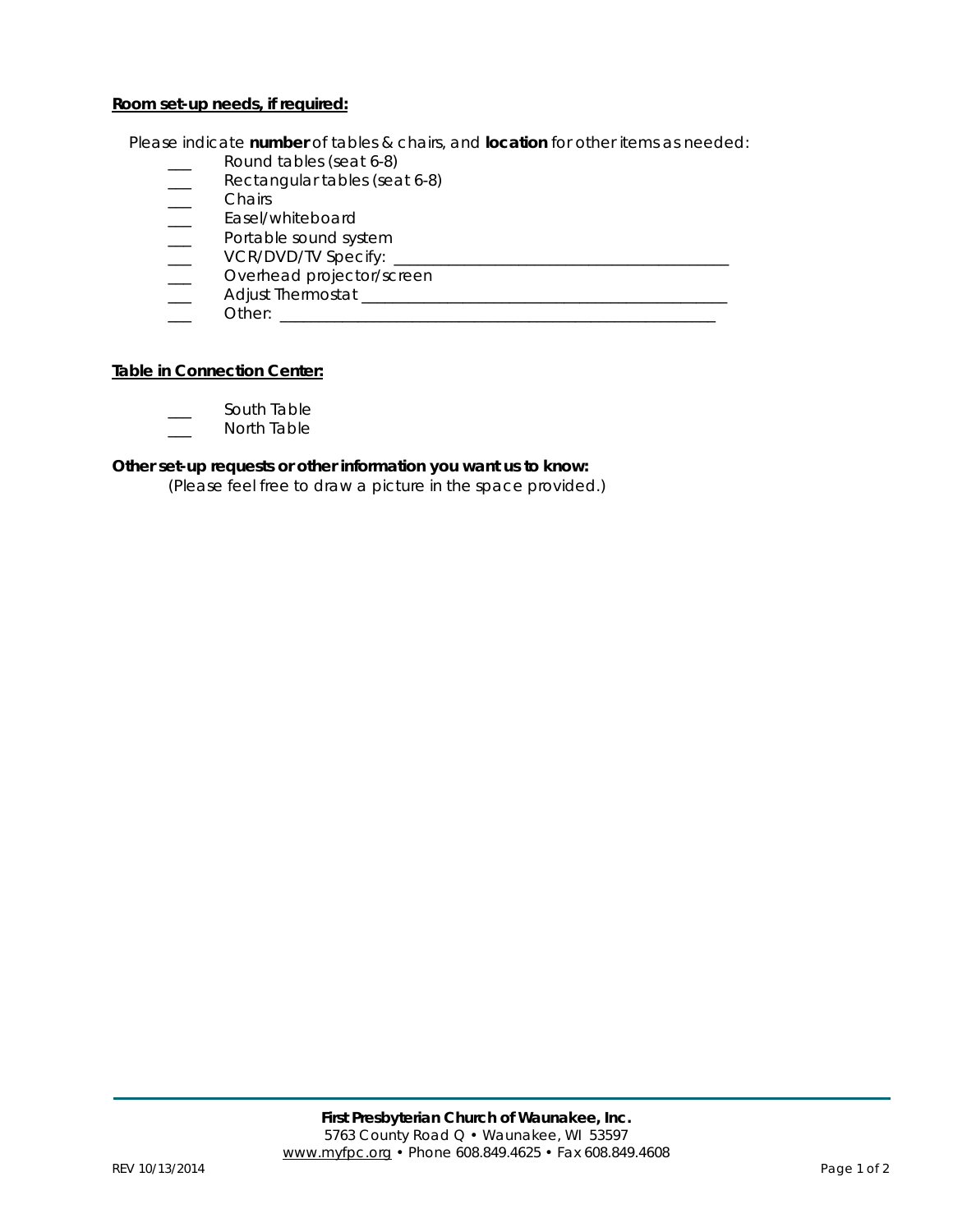**Room set-up needs, if required:**

Please indicate **number** of tables & chairs, and **location** for other items as needed:

___ Round tables (seat 6-8)
___ Rectangular tables (seat 6-8)
___ Chairs
___ Easel/whiteboard
___ Portable sound system
___ VCR/DVD/TV Specify: ___________________________________________
___ Overhead projector/screen
___ Adjust Thermostat _______________________________________________
___ Other: _________________________________________________________

**Table in Connection Center:**

___ South Table
___ North Table

**Other set-up requests or other information you want us to know:**

*(Please feel free to draw a picture in the space provided.)*

**First Presbyterian Church of Waunakee, Inc.**
5763 County Road Q • Waunakee, WI 53597
www.myfpc.org • Phone 608.849.4625 • Fax 608.849.4608

REV 10/13/2014